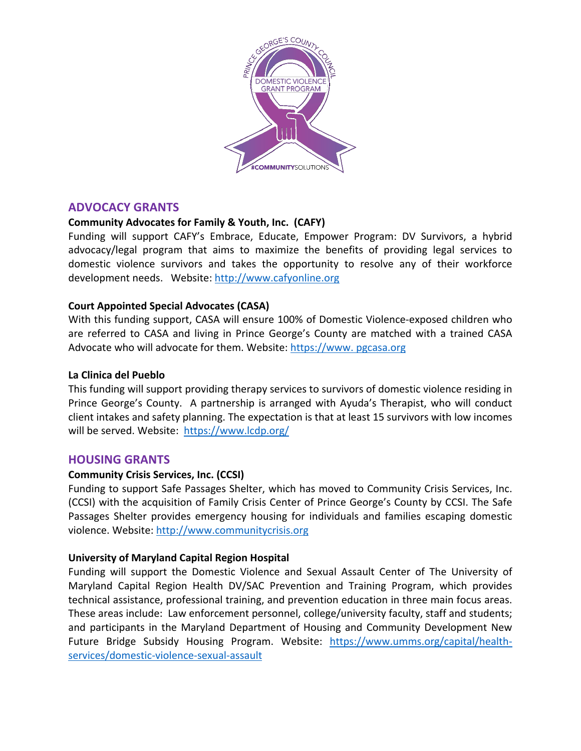## ADVOCACY GRANTS

**Community Advocates for Family & Youth, Inc. (CAFY)**

Funding will support CAFY's Embrace, Educate, Empower Program: DV Survivors, a hybrid advocacy/legal program that aims to maximize the benefits of providing legal services to domestic violence survivors and takes the opportunity to resolve any of their workforce development needs. Website: http://www.cafyonline.org

**Court Appointed Special Advocates (CASA)**

With this funding support, CASA will ensure 100% of Domestic Violence-exposed children who are referred to CASA and living in Prince George's County are matched with a trained CASA Advocate who will advocate for them. Website: https://www. pgcasa.org

**La Clinica del Pueblo**

This funding will support providing therapy services to survivors of domestic violence residing in Prince George's County. A partnership is arranged with Ayuda's Therapist, who will conduct client intakes and safety planning. The expectation is that at least 15 survivors with low incomes will be served. Website: https://www.lcdp.org/

## HOUSING GRANTS

**Community Crisis Services, Inc. (CCSI)**

Funding to support Safe Passages Shelter, which has moved to Community Crisis Services, Inc. (CCSI) with the acquisition of Family Crisis Center of Prince George's County by CCSI. The Safe Passages Shelter provides emergency housing for individuals and families escaping domestic violence. Website: http://www.communitycrisis.org

**University of Maryland Capital Region Hospital**

Funding will support the Domestic Violence and Sexual Assault Center of The University of Maryland Capital Region Health DV/SAC Prevention and Training Program, which provides technical assistance, professional training, and prevention education in three main focus areas. These areas include: Law enforcement personnel, college/university faculty, staff and students; and participants in the Maryland Department of Housing and Community Development New Future Bridge Subsidy Housing Program. Website: https://www.umms.org/capital/health-services/domestic-violence-sexual-assault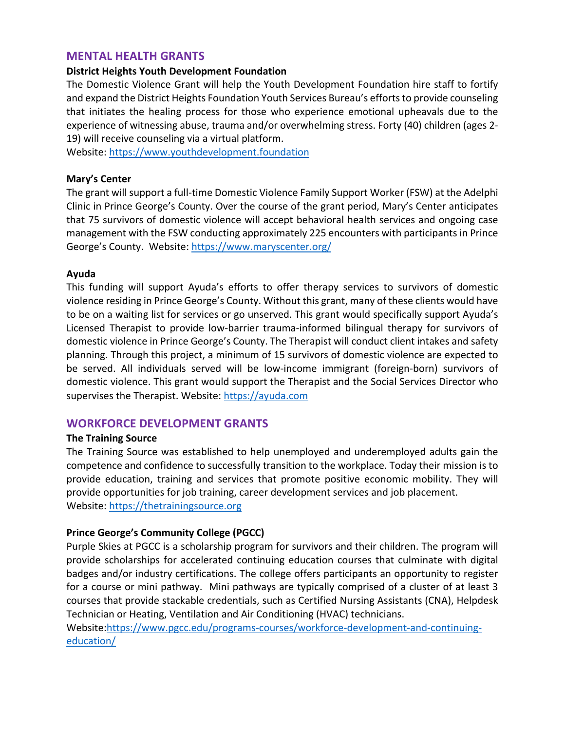## MENTAL HEALTH GRANTS

**District Heights Youth Development Foundation**

The Domestic Violence Grant will help the Youth Development Foundation hire staff to fortify and expand the District Heights Foundation Youth Services Bureau's efforts to provide counseling that initiates the healing process for those who experience emotional upheavals due to the experience of witnessing abuse, trauma and/or overwhelming stress. Forty (40) children (ages 2-19) will receive counseling via a virtual platform.

Website: https://www.youthdevelopment.foundation

**Mary's Center**

The grant will support a full-time Domestic Violence Family Support Worker (FSW) at the Adelphi Clinic in Prince George's County. Over the course of the grant period, Mary's Center anticipates that 75 survivors of domestic violence will accept behavioral health services and ongoing case management with the FSW conducting approximately 225 encounters with participants in Prince George's County. Website: https://www.maryscenter.org/

**Ayuda**

This funding will support Ayuda's efforts to offer therapy services to survivors of domestic violence residing in Prince George's County. Without this grant, many of these clients would have to be on a waiting list for services or go unserved. This grant would specifically support Ayuda's Licensed Therapist to provide low-barrier trauma-informed bilingual therapy for survivors of domestic violence in Prince George's County. The Therapist will conduct client intakes and safety planning. Through this project, a minimum of 15 survivors of domestic violence are expected to be served. All individuals served will be low-income immigrant (foreign-born) survivors of domestic violence. This grant would support the Therapist and the Social Services Director who supervises the Therapist. Website: https://ayuda.com

## WORKFORCE DEVELOPMENT GRANTS

**The Training Source**

The Training Source was established to help unemployed and underemployed adults gain the competence and confidence to successfully transition to the workplace. Today their mission is to provide education, training and services that promote positive economic mobility. They will provide opportunities for job training, career development services and job placement.

Website: https://thetrainingsource.org

**Prince George's Community College (PGCC)**

Purple Skies at PGCC is a scholarship program for survivors and their children. The program will provide scholarships for accelerated continuing education courses that culminate with digital badges and/or industry certifications. The college offers participants an opportunity to register for a course or mini pathway. Mini pathways are typically comprised of a cluster of at least 3 courses that provide stackable credentials, such as Certified Nursing Assistants (CNA), Helpdesk Technician or Heating, Ventilation and Air Conditioning (HVAC) technicians.

Website:https://www.pgcc.edu/programs-courses/workforce-development-and-continuing-education/